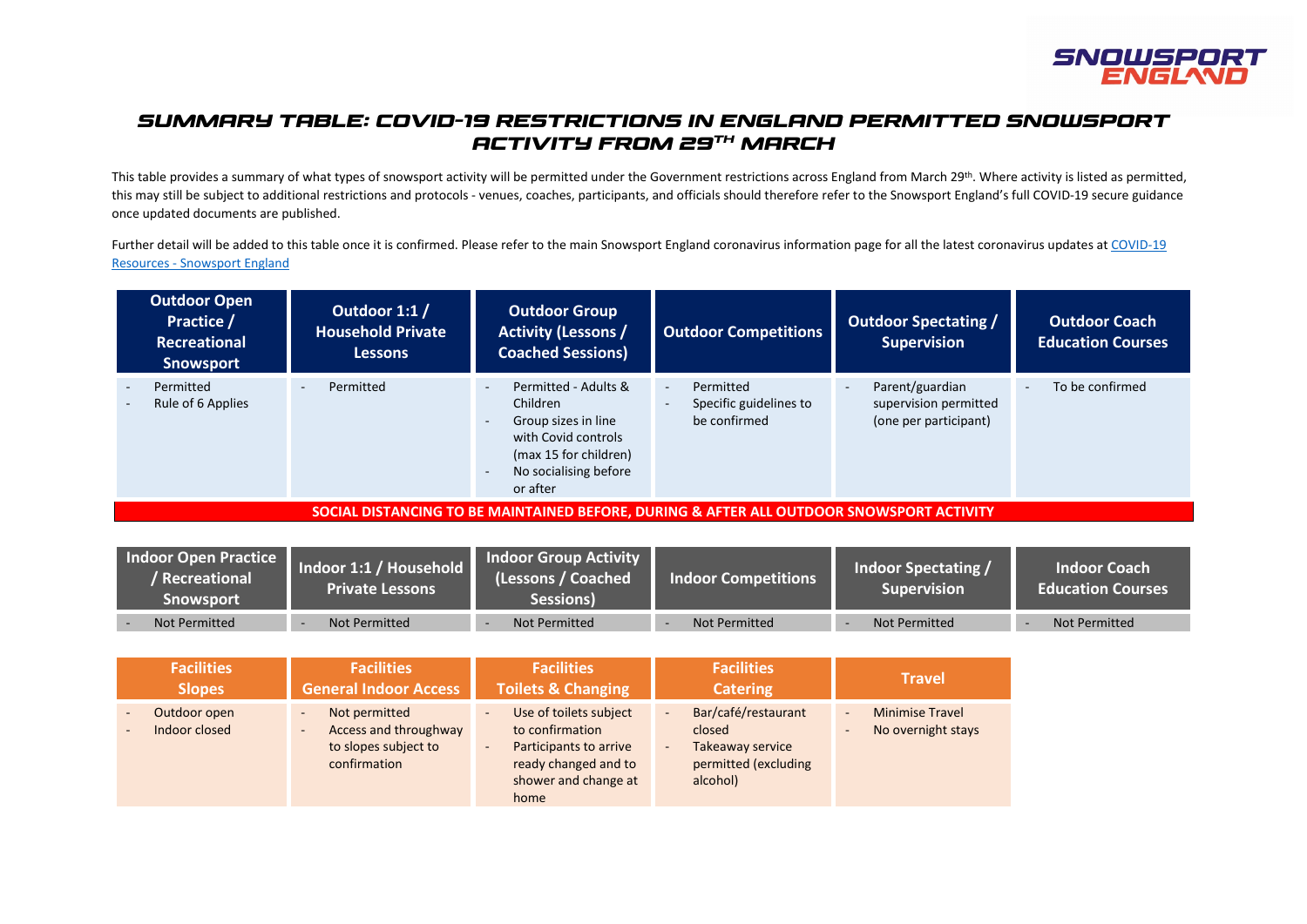# SUMMARY TABLE: COVID-19 RESTRICTIONS IN ENGLAND PERMITTED SNOWSPORT ACTIVITY FROM 29TH MARCH

This table provides a summary of what types of snowsport activity will be permitted under the Government restrictions across England from March 29th. Where activity is listed as permitted, this may still be subject to additional restrictions and protocols - venues, coaches, participants, and officials should therefore refer to the Snowsport England's full COVID-19 secure guidance once updated documents are published.

Further detail will be added to this table once it is confirmed. Please refer to the main Snowsport England coronavirus information page for all the latest coronavirus updates at COVID-19 Resources - Snowsport England

| Outdoor Open Practice / Recreational Snowsport | Outdoor 1:1 / Household Private Lessons | Outdoor Group Activity (Lessons / Coached Sessions) | Outdoor Competitions | Outdoor Spectating / Supervision | Outdoor Coach Education Courses |
|---|---|---|---|---|---|
| - Permitted<br>- Rule of 6 Applies | - Permitted | - Permitted - Adults & Children<br>- Group sizes in line with Covid controls (max 15 for children)<br>- No socialising before or after | - Permitted<br>- Specific guidelines to be confirmed | - Parent/guardian supervision permitted (one per participant) | - To be confirmed |

**SOCIAL DISTANCING TO BE MAINTAINED BEFORE, DURING & AFTER ALL OUTDOOR SNOWSPORT ACTIVITY**

| Indoor Open Practice / Recreational Snowsport | Indoor 1:1 / Household Private Lessons | Indoor Group Activity (Lessons / Coached Sessions) | Indoor Competitions | Indoor Spectating / Supervision | Indoor Coach Education Courses |
|---|---|---|---|---|---|
| - Not Permitted | - Not Permitted | - Not Permitted | - Not Permitted | - Not Permitted | - Not Permitted |

| Facilities Slopes | Facilities General Indoor Access | Facilities Toilets & Changing | Facilities Catering | Travel |
|---|---|---|---|---|
| - Outdoor open<br>- Indoor closed | - Not permitted<br>- Access and throughway to slopes subject to confirmation | - Use of toilets subject to confirmation<br>- Participants to arrive ready changed and to shower and change at home | - Bar/café/restaurant closed<br>- Takeaway service permitted (excluding alcohol) | - Minimise Travel<br>- No overnight stays |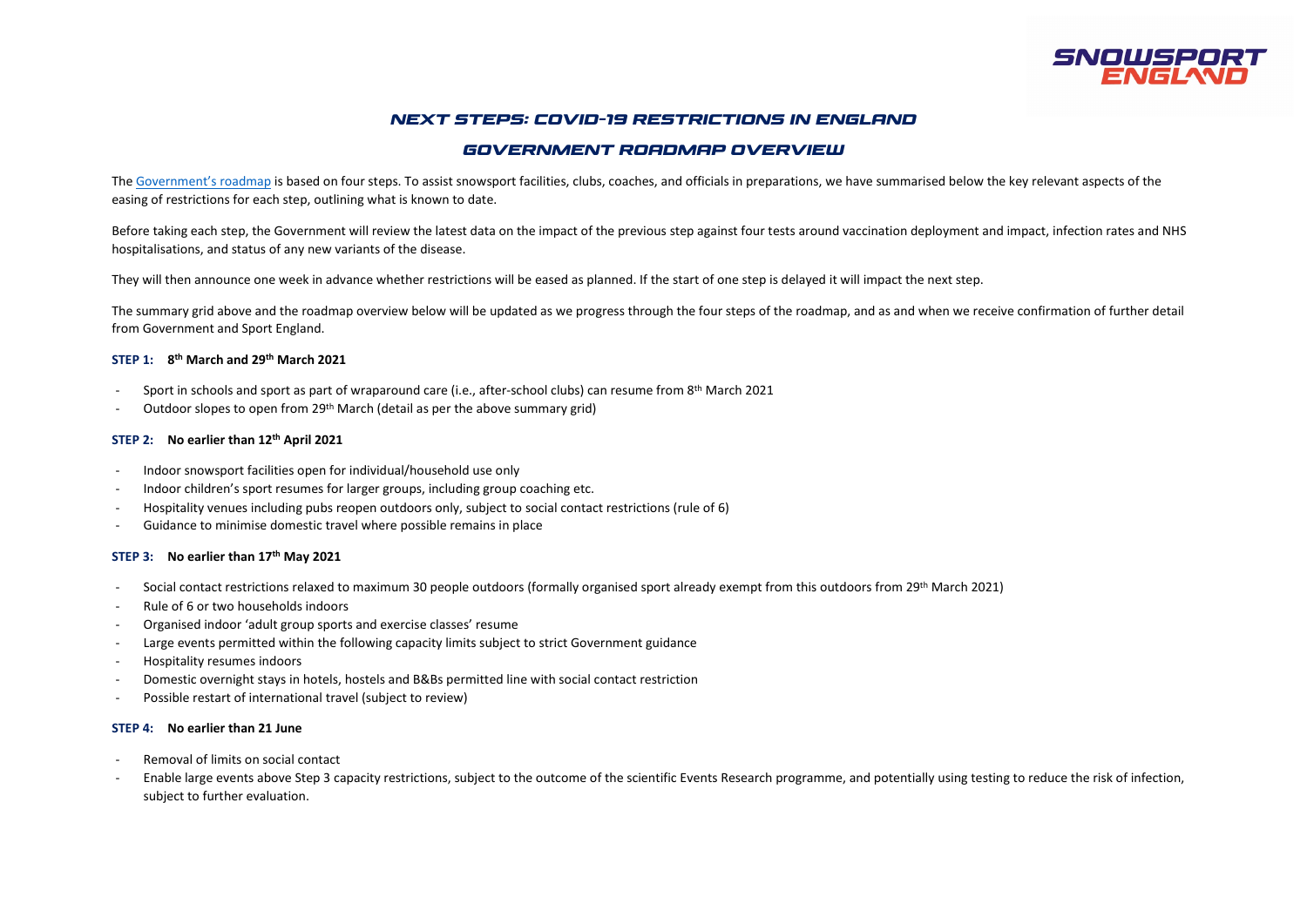# NEXT STEPS: COVID-19 RESTRICTIONS IN ENGLAND

## GOVERNMENT ROADMAP OVERVIEW

The Government's roadmap is based on four steps. To assist snowsport facilities, clubs, coaches, and officials in preparations, we have summarised below the key relevant aspects of the easing of restrictions for each step, outlining what is known to date.

Before taking each step, the Government will review the latest data on the impact of the previous step against four tests around vaccination deployment and impact, infection rates and NHS hospitalisations, and status of any new variants of the disease.

They will then announce one week in advance whether restrictions will be eased as planned. If the start of one step is delayed it will impact the next step.

The summary grid above and the roadmap overview below will be updated as we progress through the four steps of the roadmap, and as and when we receive confirmation of further detail from Government and Sport England.

### STEP 1: 8th March and 29th March 2021

- Sport in schools and sport as part of wraparound care (i.e., after-school clubs) can resume from 8th March 2021
- Outdoor slopes to open from 29th March (detail as per the above summary grid)

### STEP 2: No earlier than 12th April 2021

- Indoor snowsport facilities open for individual/household use only
- Indoor children's sport resumes for larger groups, including group coaching etc.
- Hospitality venues including pubs reopen outdoors only, subject to social contact restrictions (rule of 6)
- Guidance to minimise domestic travel where possible remains in place

### STEP 3: No earlier than 17th May 2021

- Social contact restrictions relaxed to maximum 30 people outdoors (formally organised sport already exempt from this outdoors from 29th March 2021)
- Rule of 6 or two households indoors
- Organised indoor 'adult group sports and exercise classes' resume
- Large events permitted within the following capacity limits subject to strict Government guidance
- Hospitality resumes indoors
- Domestic overnight stays in hotels, hostels and B&Bs permitted line with social contact restriction
- Possible restart of international travel (subject to review)

### STEP 4: No earlier than 21 June

- Removal of limits on social contact
- Enable large events above Step 3 capacity restrictions, subject to the outcome of the scientific Events Research programme, and potentially using testing to reduce the risk of infection, subject to further evaluation.